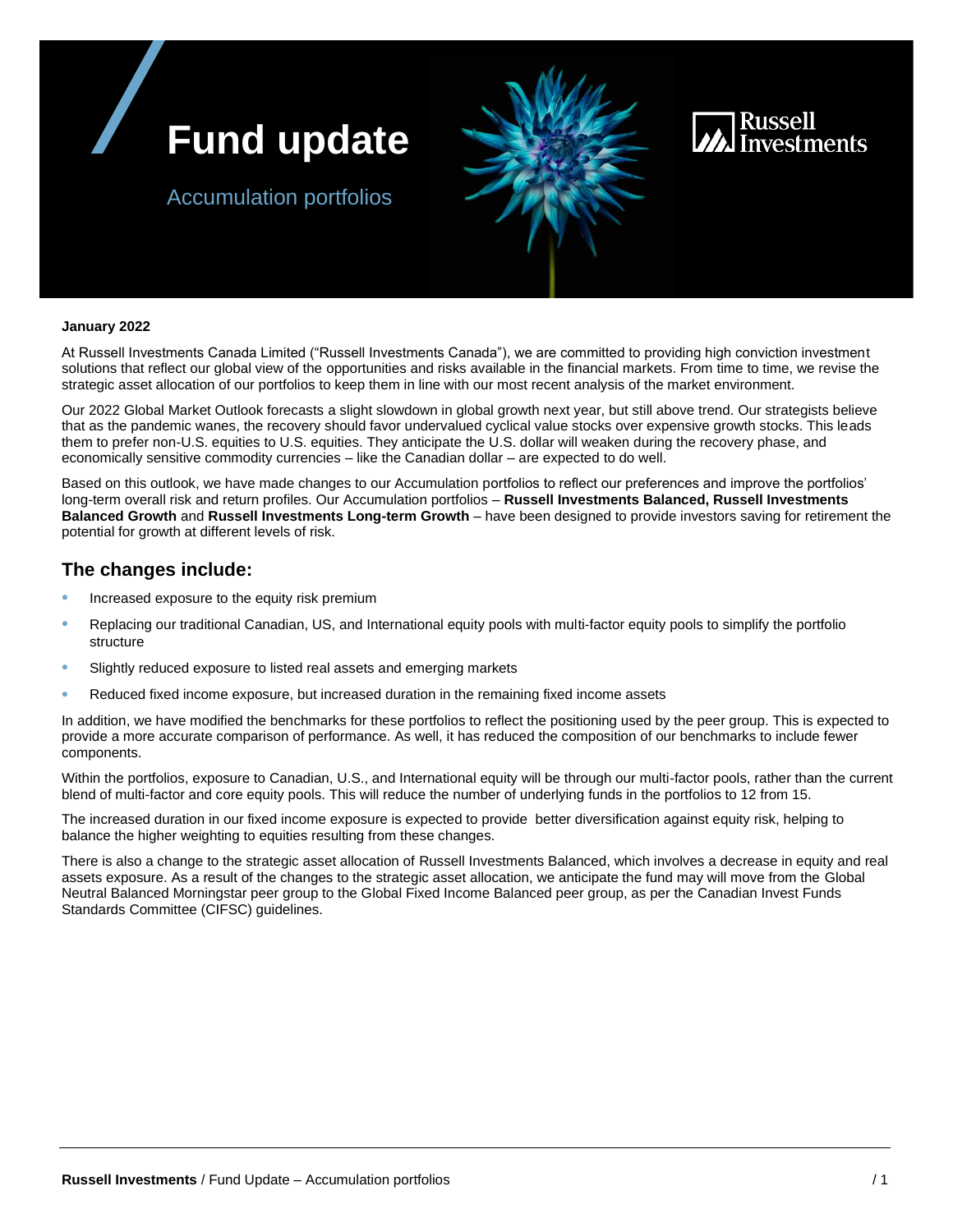# Fund update

Accumulation portfolios

**January 2022**

At Russell Investments Canada Limited ("Russell Investments Canada"), we are committed to providing high conviction investment solutions that reflect our global view of the opportunities and risks available in the financial markets. From time to time, we revise the strategic asset allocation of our portfolios to keep them in line with our most recent analysis of the market environment.

Our 2022 Global Market Outlook forecasts a slight slowdown in global growth next year, but still above trend. Our strategists believe that as the pandemic wanes, the recovery should favor undervalued cyclical value stocks over expensive growth stocks. This leads them to prefer non-U.S. equities to U.S. equities. They anticipate the U.S. dollar will weaken during the recovery phase, and economically sensitive commodity currencies – like the Canadian dollar – are expected to do well.

Based on this outlook, we have made changes to our Accumulation portfolios to reflect our preferences and improve the portfolios' long-term overall risk and return profiles. Our Accumulation portfolios – **Russell Investments Balanced, Russell Investments Balanced Growth** and **Russell Investments Long-term Growth** – have been designed to provide investors saving for retirement the potential for growth at different levels of risk.

## The changes include:

- Increased exposure to the equity risk premium
- Replacing our traditional Canadian, US, and International equity pools with multi-factor equity pools to simplify the portfolio structure
- Slightly reduced exposure to listed real assets and emerging markets
- Reduced fixed income exposure, but increased duration in the remaining fixed income assets

In addition, we have modified the benchmarks for these portfolios to reflect the positioning used by the peer group. This is expected to provide a more accurate comparison of performance. As well, it has reduced the composition of our benchmarks to include fewer components.

Within the portfolios, exposure to Canadian, U.S., and International equity will be through our multi-factor pools, rather than the current blend of multi-factor and core equity pools. This will reduce the number of underlying funds in the portfolios to 12 from 15.

The increased duration in our fixed income exposure is expected to provide better diversification against equity risk, helping to balance the higher weighting to equities resulting from these changes.

There is also a change to the strategic asset allocation of Russell Investments Balanced, which involves a decrease in equity and real assets exposure. As a result of the changes to the strategic asset allocation, we anticipate the fund may will move from the Global Neutral Balanced Morningstar peer group to the Global Fixed Income Balanced peer group, as per the Canadian Invest Funds Standards Committee (CIFSC) guidelines.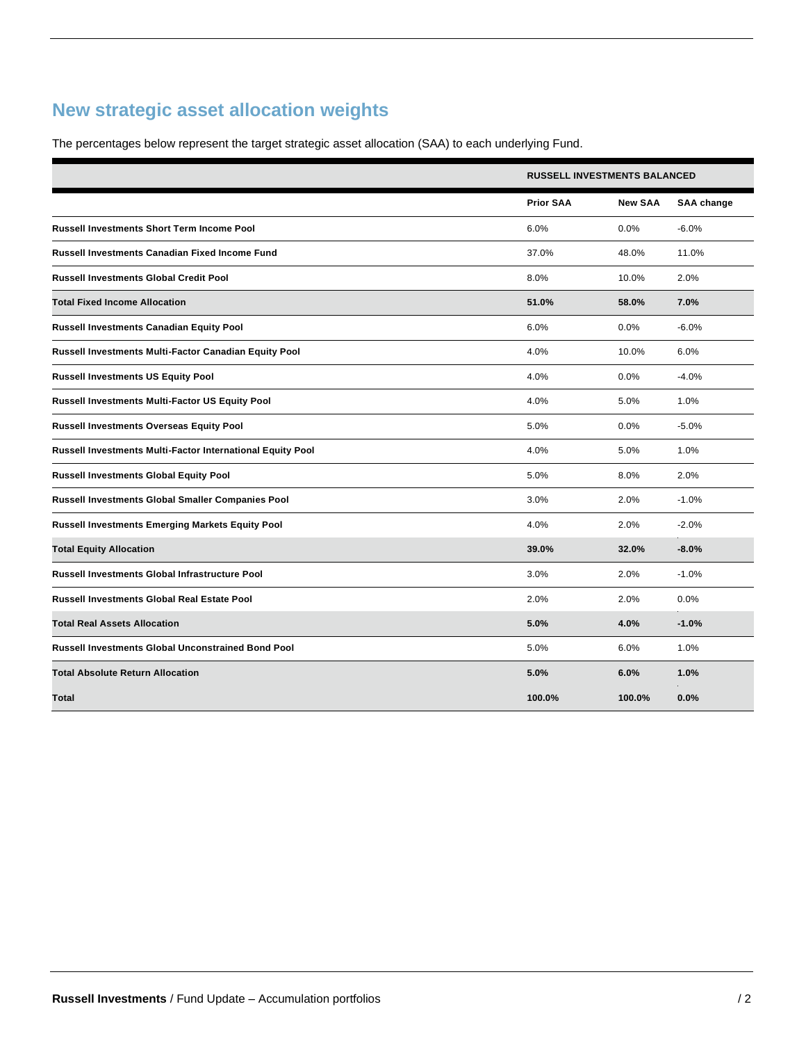## New strategic asset allocation weights

The percentages below represent the target strategic asset allocation (SAA) to each underlying Fund.

| | **RUSSELL INVESTMENTS BALANCED** | | |
|---|---|---|---|
| | **Prior SAA** | **New SAA** | **SAA change** |
| **Russell Investments Short Term Income Pool** | 6.0% | 0.0% | -6.0% |
| **Russell Investments Canadian Fixed Income Fund** | 37.0% | 48.0% | 11.0% |
| **Russell Investments Global Credit Pool** | 8.0% | 10.0% | 2.0% |
| **Total Fixed Income Allocation** | **51.0%** | **58.0%** | **7.0%** |
| **Russell Investments Canadian Equity Pool** | 6.0% | 0.0% | -6.0% |
| **Russell Investments Multi-Factor Canadian Equity Pool** | 4.0% | 10.0% | 6.0% |
| **Russell Investments US Equity Pool** | 4.0% | 0.0% | -4.0% |
| **Russell Investments Multi-Factor US Equity Pool** | 4.0% | 5.0% | 1.0% |
| **Russell Investments Overseas Equity Pool** | 5.0% | 0.0% | -5.0% |
| **Russell Investments Multi-Factor International Equity Pool** | 4.0% | 5.0% | 1.0% |
| **Russell Investments Global Equity Pool** | 5.0% | 8.0% | 2.0% |
| **Russell Investments Global Smaller Companies Pool** | 3.0% | 2.0% | -1.0% |
| **Russell Investments Emerging Markets Equity Pool** | 4.0% | 2.0% | -2.0% |
| **Total Equity Allocation** | **39.0%** | **32.0%** | **-8.0%** |
| **Russell Investments Global Infrastructure Pool** | 3.0% | 2.0% | -1.0% |
| **Russell Investments Global Real Estate Pool** | 2.0% | 2.0% | 0.0% |
| **Total Real Assets Allocation** | **5.0%** | **4.0%** | **-1.0%** |
| **Russell Investments Global Unconstrained Bond Pool** | 5.0% | 6.0% | 1.0% |
| **Total Absolute Return Allocation** | **5.0%** | **6.0%** | **1.0%** |
| **Total** | **100.0%** | **100.0%** | **0.0%** |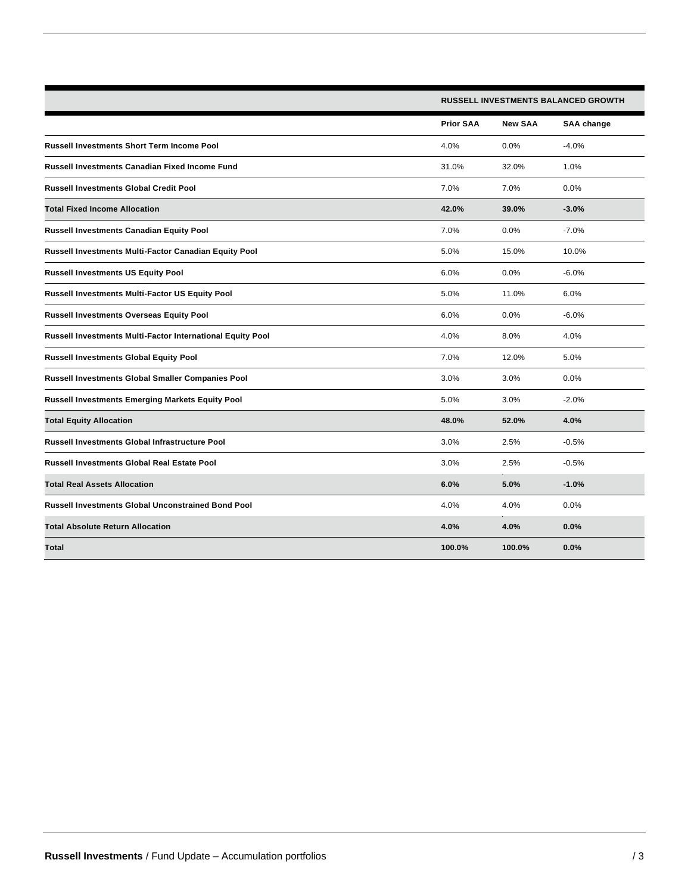| | RUSSELL INVESTMENTS BALANCED GROWTH | | |
|---|---|---|---|
| | **Prior SAA** | **New SAA** | **SAA change** |
| **Russell Investments Short Term Income Pool** | 4.0% | 0.0% | -4.0% |
| **Russell Investments Canadian Fixed Income Fund** | 31.0% | 32.0% | 1.0% |
| **Russell Investments Global Credit Pool** | 7.0% | 7.0% | 0.0% |
| **Total Fixed Income Allocation** | **42.0%** | **39.0%** | **-3.0%** |
| **Russell Investments Canadian Equity Pool** | 7.0% | 0.0% | -7.0% |
| **Russell Investments Multi-Factor Canadian Equity Pool** | 5.0% | 15.0% | 10.0% |
| **Russell Investments US Equity Pool** | 6.0% | 0.0% | -6.0% |
| **Russell Investments Multi-Factor US Equity Pool** | 5.0% | 11.0% | 6.0% |
| **Russell Investments Overseas Equity Pool** | 6.0% | 0.0% | -6.0% |
| **Russell Investments Multi-Factor International Equity Pool** | 4.0% | 8.0% | 4.0% |
| **Russell Investments Global Equity Pool** | 7.0% | 12.0% | 5.0% |
| **Russell Investments Global Smaller Companies Pool** | 3.0% | 3.0% | 0.0% |
| **Russell Investments Emerging Markets Equity Pool** | 5.0% | 3.0% | -2.0% |
| **Total Equity Allocation** | **48.0%** | **52.0%** | **4.0%** |
| **Russell Investments Global Infrastructure Pool** | 3.0% | 2.5% | -0.5% |
| **Russell Investments Global Real Estate Pool** | 3.0% | 2.5% | -0.5% |
| **Total Real Assets Allocation** | **6.0%** | **5.0%** | **-1.0%** |
| **Russell Investments Global Unconstrained Bond Pool** | 4.0% | 4.0% | 0.0% |
| **Total Absolute Return Allocation** | **4.0%** | **4.0%** | **0.0%** |
| **Total** | **100.0%** | **100.0%** | **0.0%** |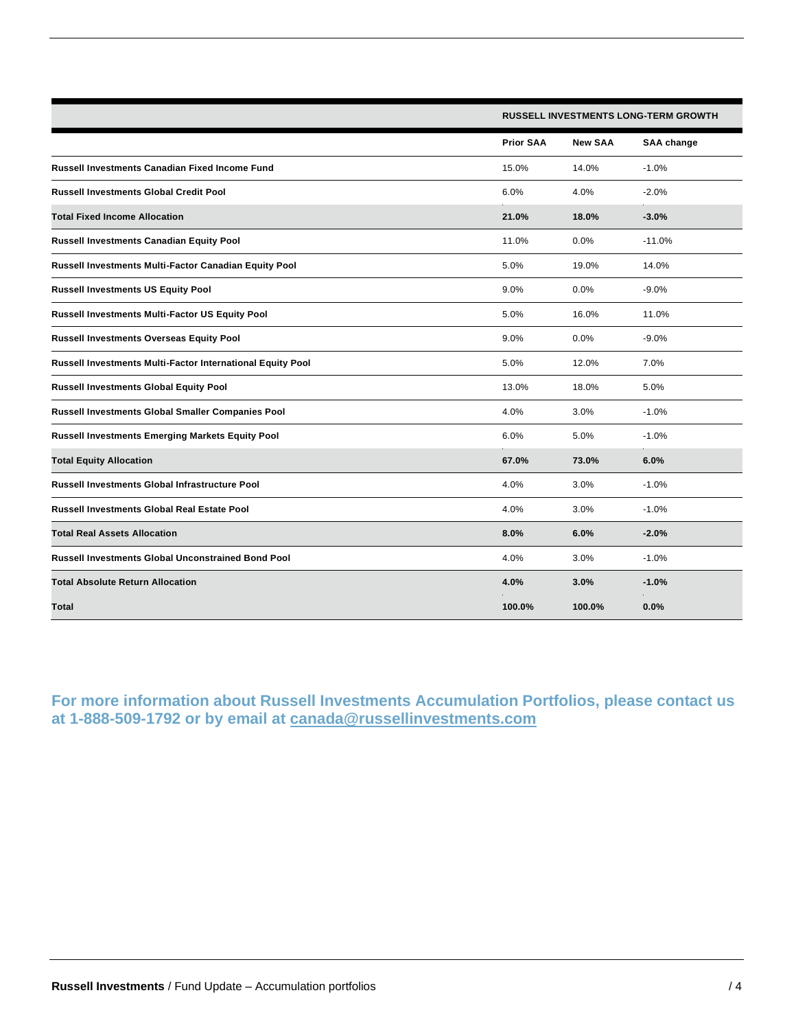| | RUSSELL INVESTMENTS LONG-TERM GROWTH | | |
|---|---|---|---|
| | **Prior SAA** | **New SAA** | **SAA change** |
| **Russell Investments Canadian Fixed Income Fund** | 15.0% | 14.0% | -1.0% |
| **Russell Investments Global Credit Pool** | 6.0% | 4.0% | -2.0% |
| **Total Fixed Income Allocation** | **21.0%** | **18.0%** | **-3.0%** |
| **Russell Investments Canadian Equity Pool** | 11.0% | 0.0% | -11.0% |
| **Russell Investments Multi-Factor Canadian Equity Pool** | 5.0% | 19.0% | 14.0% |
| **Russell Investments US Equity Pool** | 9.0% | 0.0% | -9.0% |
| **Russell Investments Multi-Factor US Equity Pool** | 5.0% | 16.0% | 11.0% |
| **Russell Investments Overseas Equity Pool** | 9.0% | 0.0% | -9.0% |
| **Russell Investments Multi-Factor International Equity Pool** | 5.0% | 12.0% | 7.0% |
| **Russell Investments Global Equity Pool** | 13.0% | 18.0% | 5.0% |
| **Russell Investments Global Smaller Companies Pool** | 4.0% | 3.0% | -1.0% |
| **Russell Investments Emerging Markets Equity Pool** | 6.0% | 5.0% | -1.0% |
| **Total Equity Allocation** | **67.0%** | **73.0%** | **6.0%** |
| **Russell Investments Global Infrastructure Pool** | 4.0% | 3.0% | -1.0% |
| **Russell Investments Global Real Estate Pool** | 4.0% | 3.0% | -1.0% |
| **Total Real Assets Allocation** | **8.0%** | **6.0%** | **-2.0%** |
| **Russell Investments Global Unconstrained Bond Pool** | 4.0% | 3.0% | -1.0% |
| **Total Absolute Return Allocation** | **4.0%** | **3.0%** | **-1.0%** |
| **Total** | **100.0%** | **100.0%** | **0.0%** |

**For more information about Russell Investments Accumulation Portfolios, please contact us at 1-888-509-1792 or by email at canada@russellinvestments.com**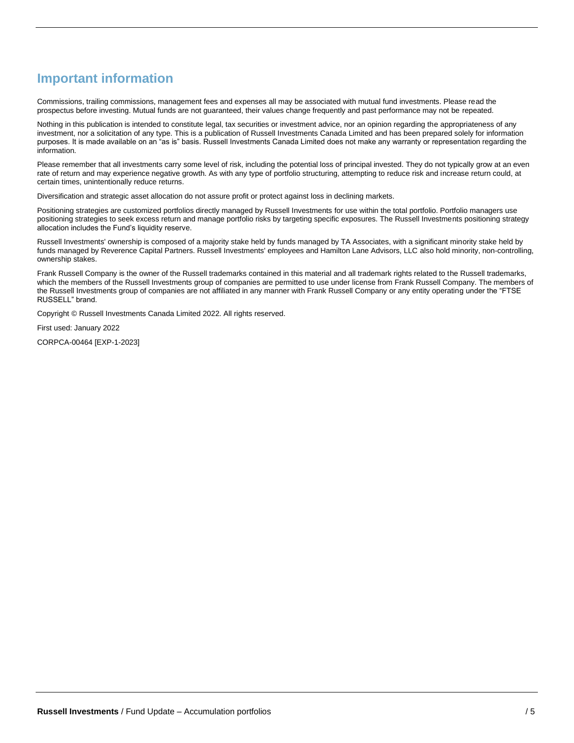# Important information

Commissions, trailing commissions, management fees and expenses all may be associated with mutual fund investments. Please read the prospectus before investing. Mutual funds are not guaranteed, their values change frequently and past performance may not be repeated.

Nothing in this publication is intended to constitute legal, tax securities or investment advice, nor an opinion regarding the appropriateness of any investment, nor a solicitation of any type. This is a publication of Russell Investments Canada Limited and has been prepared solely for information purposes. It is made available on an "as is" basis. Russell Investments Canada Limited does not make any warranty or representation regarding the information.

Please remember that all investments carry some level of risk, including the potential loss of principal invested. They do not typically grow at an even rate of return and may experience negative growth. As with any type of portfolio structuring, attempting to reduce risk and increase return could, at certain times, unintentionally reduce returns.

Diversification and strategic asset allocation do not assure profit or protect against loss in declining markets.

Positioning strategies are customized portfolios directly managed by Russell Investments for use within the total portfolio. Portfolio managers use positioning strategies to seek excess return and manage portfolio risks by targeting specific exposures. The Russell Investments positioning strategy allocation includes the Fund's liquidity reserve.

Russell Investments' ownership is composed of a majority stake held by funds managed by TA Associates, with a significant minority stake held by funds managed by Reverence Capital Partners. Russell Investments' employees and Hamilton Lane Advisors, LLC also hold minority, non-controlling, ownership stakes.

Frank Russell Company is the owner of the Russell trademarks contained in this material and all trademark rights related to the Russell trademarks, which the members of the Russell Investments group of companies are permitted to use under license from Frank Russell Company. The members of the Russell Investments group of companies are not affiliated in any manner with Frank Russell Company or any entity operating under the "FTSE RUSSELL" brand.

Copyright © Russell Investments Canada Limited 2022. All rights reserved.

First used: January 2022

CORPCA-00464 [EXP-1-2023]